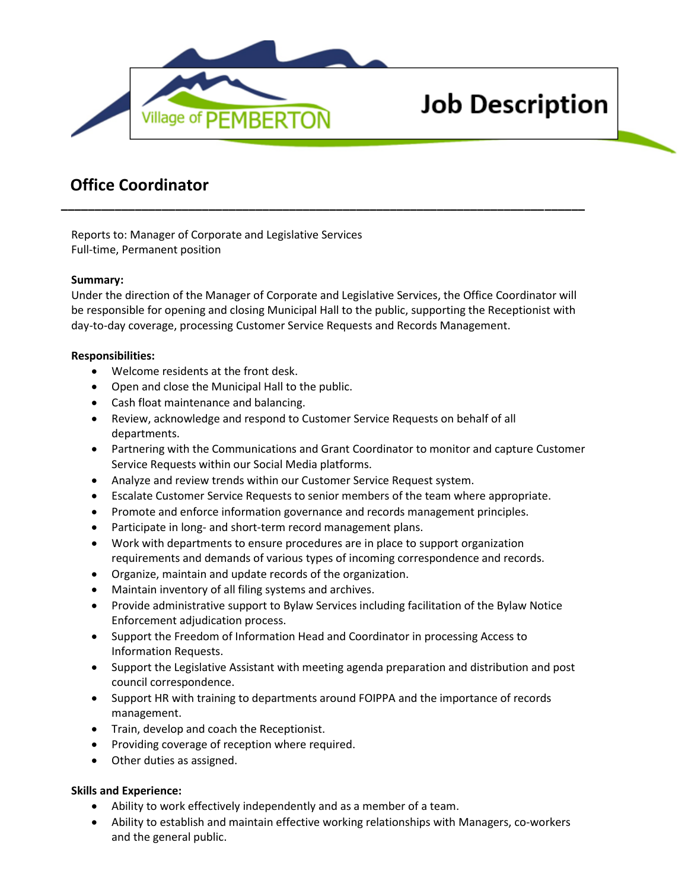Village of PEMBERTON

# Job Description

## Office Coordinator

---

Reports to: Manager of Corporate and Legislative Services
Full-time, Permanent position

**Summary:**
Under the direction of the Manager of Corporate and Legislative Services, the Office Coordinator will be responsible for opening and closing Municipal Hall to the public, supporting the Receptionist with day-to-day coverage, processing Customer Service Requests and Records Management.

**Responsibilities:**

- Welcome residents at the front desk.
- Open and close the Municipal Hall to the public.
- Cash float maintenance and balancing.
- Review, acknowledge and respond to Customer Service Requests on behalf of all departments.
- Partnering with the Communications and Grant Coordinator to monitor and capture Customer Service Requests within our Social Media platforms.
- Analyze and review trends within our Customer Service Request system.
- Escalate Customer Service Requests to senior members of the team where appropriate.
- Promote and enforce information governance and records management principles.
- Participate in long- and short-term record management plans.
- Work with departments to ensure procedures are in place to support organization requirements and demands of various types of incoming correspondence and records.
- Organize, maintain and update records of the organization.
- Maintain inventory of all filing systems and archives.
- Provide administrative support to Bylaw Services including facilitation of the Bylaw Notice Enforcement adjudication process.
- Support the Freedom of Information Head and Coordinator in processing Access to Information Requests.
- Support the Legislative Assistant with meeting agenda preparation and distribution and post council correspondence.
- Support HR with training to departments around FOIPPA and the importance of records management.
- Train, develop and coach the Receptionist.
- Providing coverage of reception where required.
- Other duties as assigned.

**Skills and Experience:**

- Ability to work effectively independently and as a member of a team.
- Ability to establish and maintain effective working relationships with Managers, co-workers and the general public.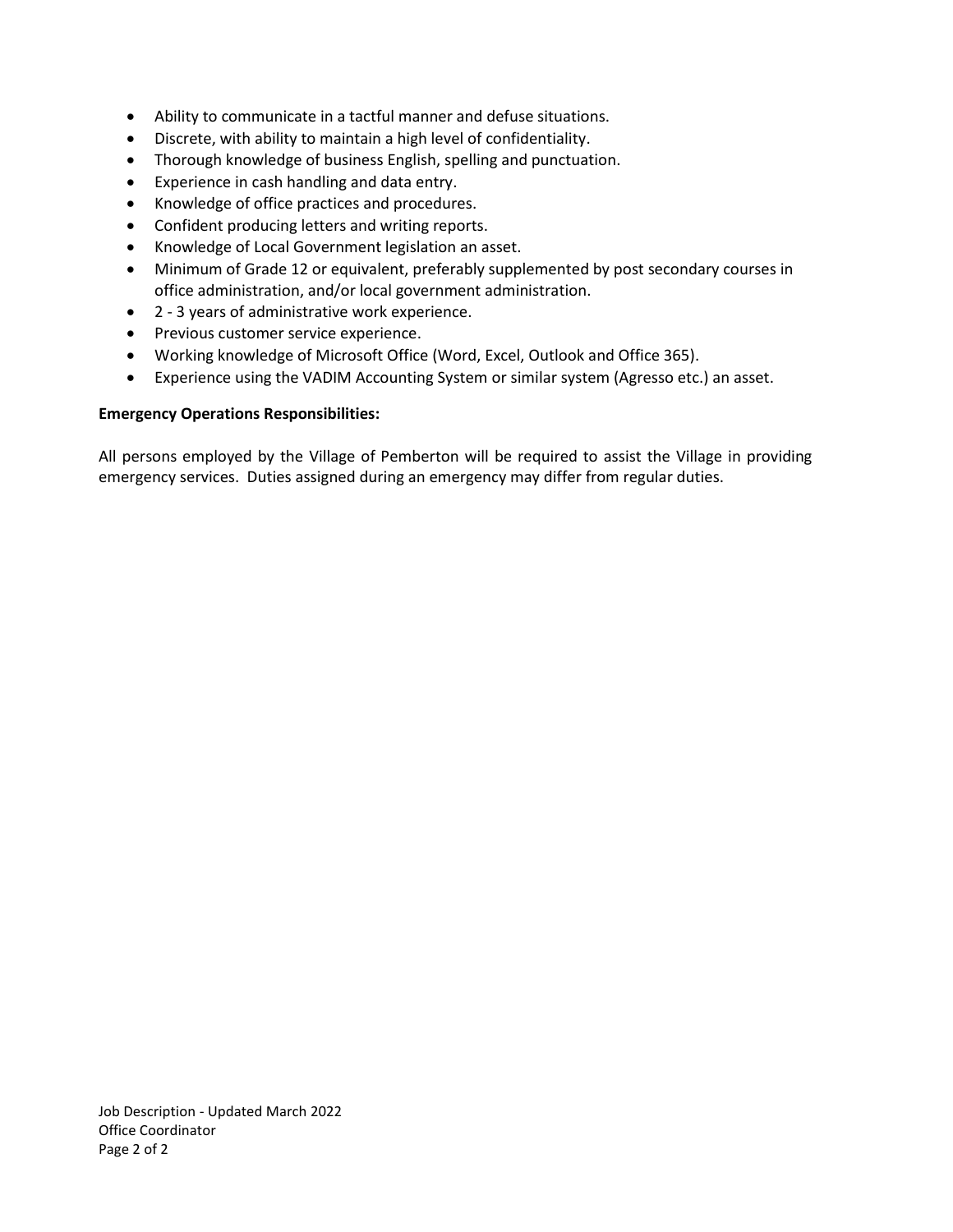- Ability to communicate in a tactful manner and defuse situations.
- Discrete, with ability to maintain a high level of confidentiality.
- Thorough knowledge of business English, spelling and punctuation.
- Experience in cash handling and data entry.
- Knowledge of office practices and procedures.
- Confident producing letters and writing reports.
- Knowledge of Local Government legislation an asset.
- Minimum of Grade 12 or equivalent, preferably supplemented by post secondary courses in office administration, and/or local government administration.
- 2 - 3 years of administrative work experience.
- Previous customer service experience.
- Working knowledge of Microsoft Office (Word, Excel, Outlook and Office 365).
- Experience using the VADIM Accounting System or similar system (Agresso etc.) an asset.

**Emergency Operations Responsibilities:**

All persons employed by the Village of Pemberton will be required to assist the Village in providing emergency services. Duties assigned during an emergency may differ from regular duties.

Job Description - Updated March 2022
Office Coordinator